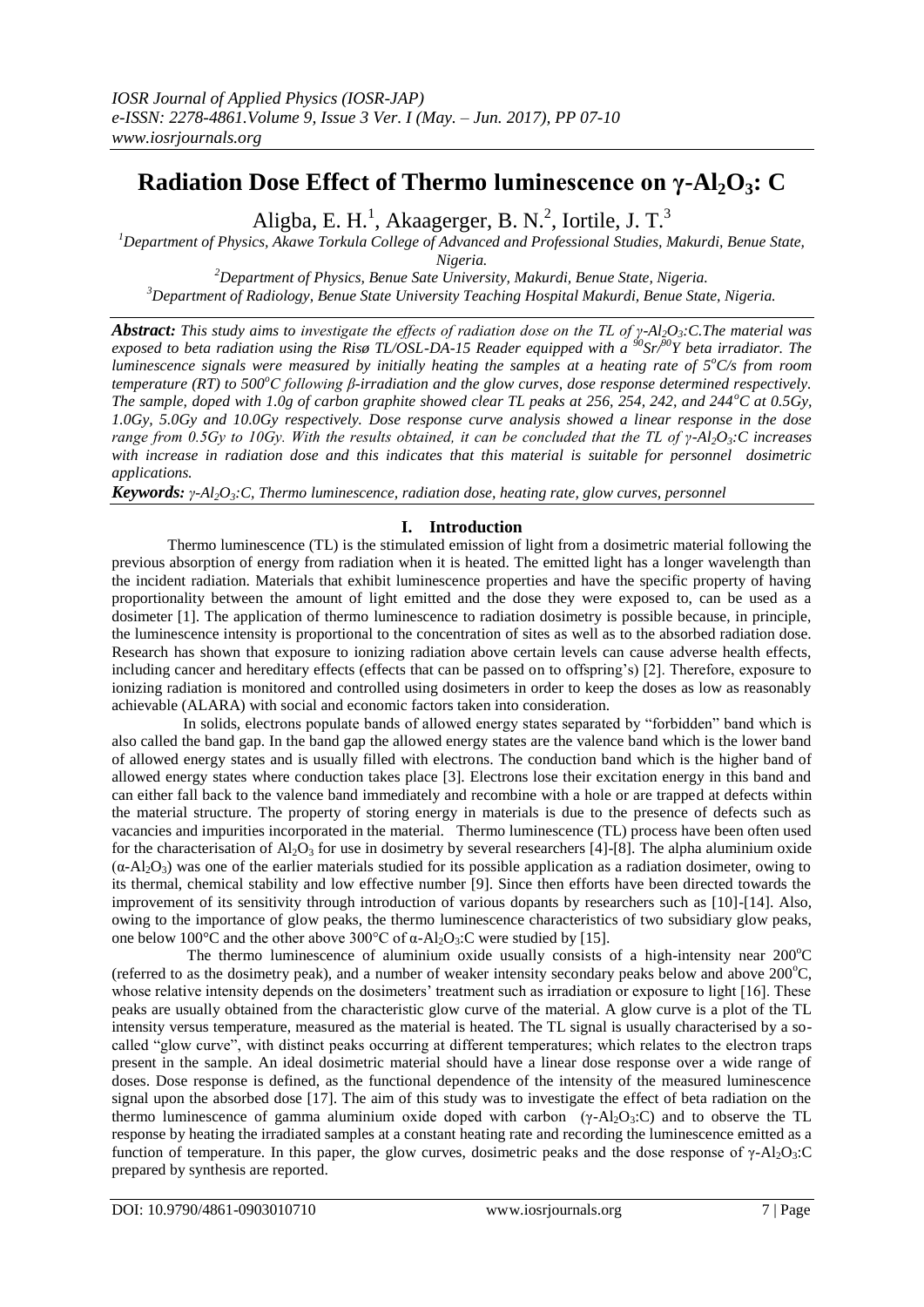# Radiation Dose Effect of Thermo luminescence on $\gamma$-$Al_2O_3$: C

Aligba, E. H.[1], Akaagerger, B. N.[2], Iortile, J. T.[3]

[1]Department of Physics, Akawe Torkula College of Advanced and Professional Studies, Makurdi, Benue State, Nigeria.

[2]Department of Physics, Benue Sate University, Makurdi, Benue State, Nigeria.

[3]Department of Radiology, Benue State University Teaching Hospital Makurdi, Benue State, Nigeria.

***Abstract:*** *This study aims to investigate the effects of radiation dose on the TL of $\gamma$-$Al_2O_3$:C.The material was exposed to beta radiation using the Risø TL/OSL-DA-15 Reader equipped with a $^{90}Sr/^{90}Y$ beta irradiator. The luminescence signals were measured by initially heating the samples at a heating rate of $5^oC/s$ from room temperature (RT) to $500^oC$ following β-irradiation and the glow curves, dose response determined respectively. The sample, doped with 1.0g of carbon graphite showed clear TL peaks at 256, 254, 242, and $244^oC$ at 0.5Gy, 1.0Gy, 5.0Gy and 10.0Gy respectively. Dose response curve analysis showed a linear response in the dose range from 0.5Gy to 10Gy. With the results obtained, it can be concluded that the TL of $\gamma$-$Al_2O_3$:C increases with increase in radiation dose and this indicates that this material is suitable for personnel dosimetric applications.*

***Keywords:*** *$\gamma$-$Al_2O_3$:C, Thermo luminescence, radiation dose, heating rate, glow curves, personnel*

## I. Introduction

Thermo luminescence (TL) is the stimulated emission of light from a dosimetric material following the previous absorption of energy from radiation when it is heated. The emitted light has a longer wavelength than the incident radiation. Materials that exhibit luminescence properties and have the specific property of having proportionality between the amount of light emitted and the dose they were exposed to, can be used as a dosimeter [1]. The application of thermo luminescence to radiation dosimetry is possible because, in principle, the luminescence intensity is proportional to the concentration of sites as well as to the absorbed radiation dose. Research has shown that exposure to ionizing radiation above certain levels can cause adverse health effects, including cancer and hereditary effects (effects that can be passed on to offspring's) [2]. Therefore, exposure to ionizing radiation is monitored and controlled using dosimeters in order to keep the doses as low as reasonably achievable (ALARA) with social and economic factors taken into consideration.

In solids, electrons populate bands of allowed energy states separated by "forbidden" band which is also called the band gap. In the band gap the allowed energy states are the valence band which is the lower band of allowed energy states and is usually filled with electrons. The conduction band which is the higher band of allowed energy states where conduction takes place [3]. Electrons lose their excitation energy in this band and can either fall back to the valence band immediately and recombine with a hole or are trapped at defects within the material structure. The property of storing energy in materials is due to the presence of defects such as vacancies and impurities incorporated in the material. Thermo luminescence (TL) process have been often used for the characterisation of $Al_2O_3$ for use in dosimetry by several researchers [4]-[8]. The alpha aluminium oxide ($\alpha$-$Al_2O_3$) was one of the earlier materials studied for its possible application as a radiation dosimeter, owing to its thermal, chemical stability and low effective number [9]. Since then efforts have been directed towards the improvement of its sensitivity through introduction of various dopants by researchers such as [10]-[14]. Also, owing to the importance of glow peaks, the thermo luminescence characteristics of two subsidiary glow peaks, one below 100°C and the other above 300°C of $\alpha$-$Al_2O_3$:C were studied by [15].

The thermo luminescence of aluminium oxide usually consists of a high-intensity near $200^oC$ (referred to as the dosimetry peak), and a number of weaker intensity secondary peaks below and above $200^oC$, whose relative intensity depends on the dosimeters' treatment such as irradiation or exposure to light [16]. These peaks are usually obtained from the characteristic glow curve of the material. A glow curve is a plot of the TL intensity versus temperature, measured as the material is heated. The TL signal is usually characterised by a so-called "glow curve", with distinct peaks occurring at different temperatures; which relates to the electron traps present in the sample. An ideal dosimetric material should have a linear dose response over a wide range of doses. Dose response is defined, as the functional dependence of the intensity of the measured luminescence signal upon the absorbed dose [17]. The aim of this study was to investigate the effect of beta radiation on the thermo luminescence of gamma aluminium oxide doped with carbon ($\gamma$-$Al_2O_3$:C) and to observe the TL response by heating the irradiated samples at a constant heating rate and recording the luminescence emitted as a function of temperature. In this paper, the glow curves, dosimetric peaks and the dose response of $\gamma$-$Al_2O_3$:C prepared by synthesis are reported.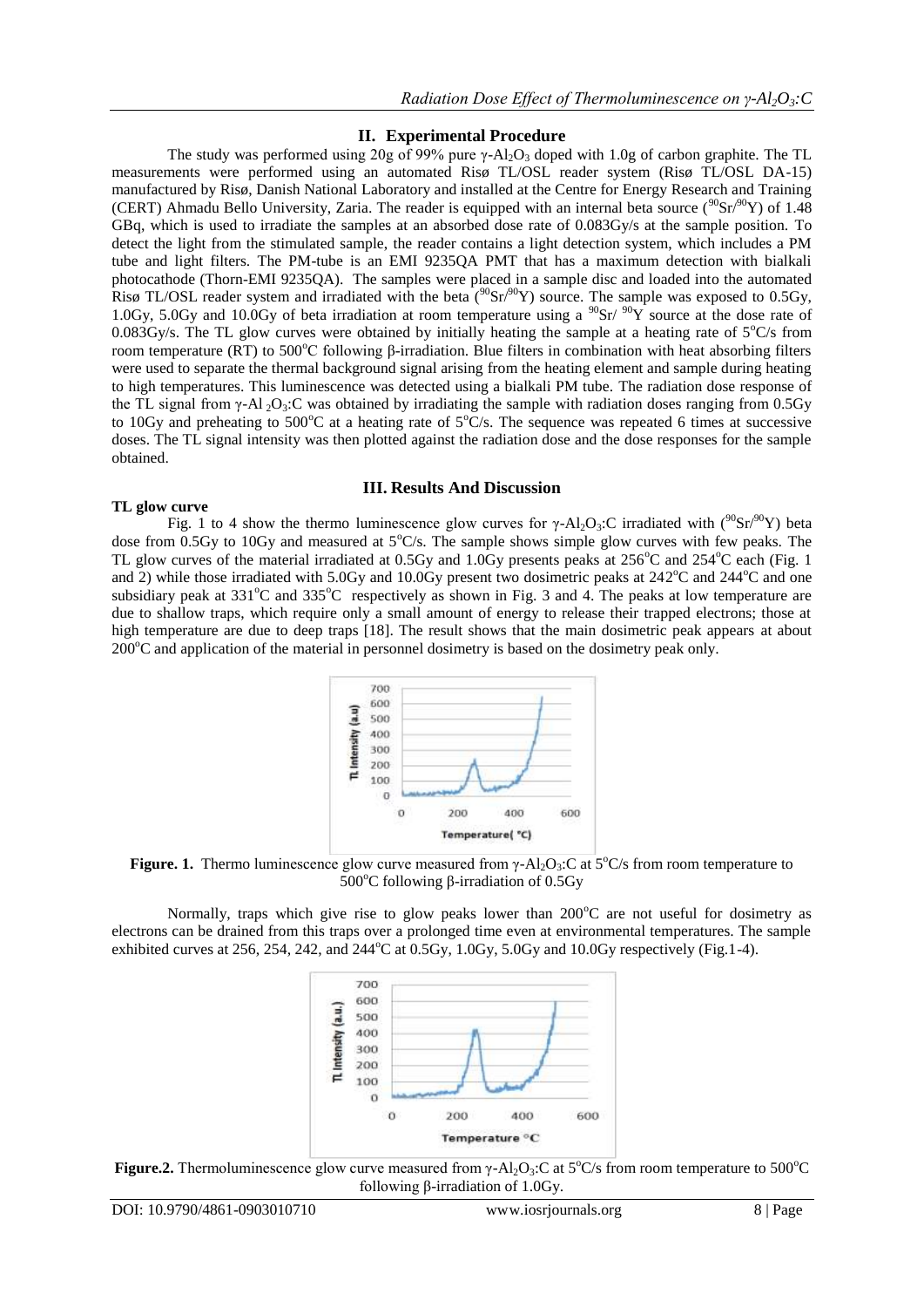## II. Experimental Procedure

The study was performed using 20g of 99% pure $\gamma$-$Al_2O_3$ doped with 1.0g of carbon graphite. The TL measurements were performed using an automated Risø TL/OSL reader system (Risø TL/OSL DA-15) manufactured by Risø, Danish National Laboratory and installed at the Centre for Energy Research and Training (CERT) Ahmadu Bello University, Zaria. The reader is equipped with an internal beta source ($^{90}Sr/^{90}Y$) of 1.48 GBq, which is used to irradiate the samples at an absorbed dose rate of 0.083Gy/s at the sample position. To detect the light from the stimulated sample, the reader contains a light detection system, which includes a PM tube and light filters. The PM-tube is an EMI 9235QA PMT that has a maximum detection with bialkali photocathode (Thorn-EMI 9235QA). The samples were placed in a sample disc and loaded into the automated Risø TL/OSL reader system and irradiated with the beta ($^{90}Sr/^{90}Y$) source. The sample was exposed to 0.5Gy, 1.0Gy, 5.0Gy and 10.0Gy of beta irradiation at room temperature using a $^{90}Sr/^{90}Y$ source at the dose rate of 0.083Gy/s. The TL glow curves were obtained by initially heating the sample at a heating rate of 5°C/s from room temperature (RT) to 500°C following β-irradiation. Blue filters in combination with heat absorbing filters were used to separate the thermal background signal arising from the heating element and sample during heating to high temperatures. This luminescence was detected using a bialkali PM tube. The radiation dose response of the TL signal from $\gamma$-$Al_2O_3$:C was obtained by irradiating the sample with radiation doses ranging from 0.5Gy to 10Gy and preheating to 500°C at a heating rate of 5°C/s. The sequence was repeated 6 times at successive doses. The TL signal intensity was then plotted against the radiation dose and the dose responses for the sample obtained.

## III. Results And Discussion

**TL glow curve**

Fig. 1 to 4 show the thermo luminescence glow curves for $\gamma$-$Al_2O_3$:C irradiated with ($^{90}Sr/^{90}Y$) beta dose from 0.5Gy to 10Gy and measured at 5°C/s. The sample shows simple glow curves with few peaks. The TL glow curves of the material irradiated at 0.5Gy and 1.0Gy presents peaks at 256°C and 254°C each (Fig. 1 and 2) while those irradiated with 5.0Gy and 10.0Gy present two dosimetric peaks at 242°C and 244°C and one subsidiary peak at 331°C and 335°C respectively as shown in Fig. 3 and 4. The peaks at low temperature are due to shallow traps, which require only a small amount of energy to release their trapped electrons; those at high temperature are due to deep traps [18]. The result shows that the main dosimetric peak appears at about 200°C and application of the material in personnel dosimetry is based on the dosimetry peak only.

**Figure. 1.** Thermo luminescence glow curve measured from $\gamma$-$Al_2O_3$:C at 5°C/s from room temperature to 500°C following β-irradiation of 0.5Gy

Normally, traps which give rise to glow peaks lower than 200°C are not useful for dosimetry as electrons can be drained from this traps over a prolonged time even at environmental temperatures. The sample exhibited curves at 256, 254, 242, and 244°C at 0.5Gy, 1.0Gy, 5.0Gy and 10.0Gy respectively (Fig.1-4).

**Figure.2.** Thermoluminescence glow curve measured from $\gamma$-$Al_2O_3$:C at 5°C/s from room temperature to 500°C following β-irradiation of 1.0Gy.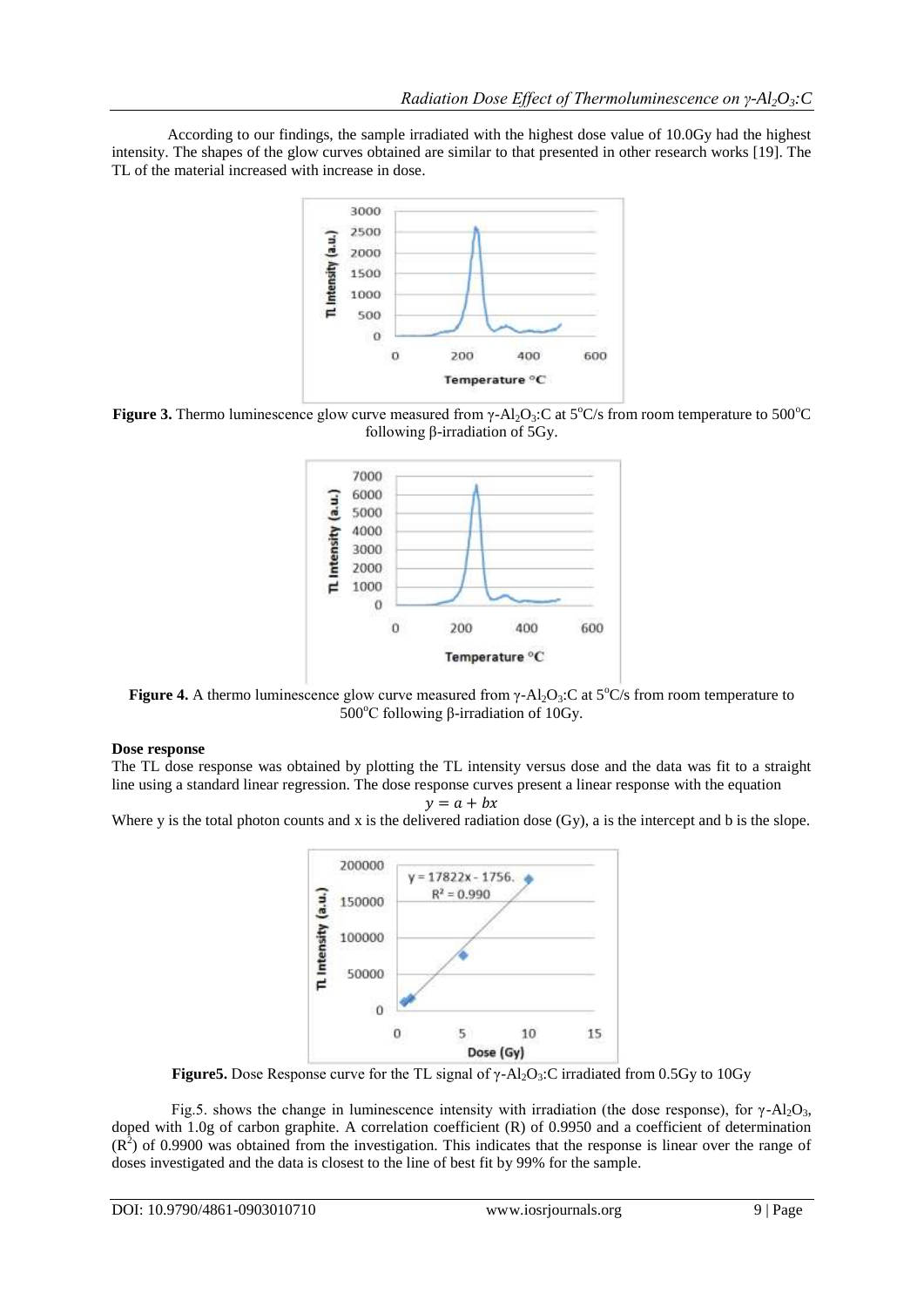According to our findings, the sample irradiated with the highest dose value of 10.0Gy had the highest intensity. The shapes of the glow curves obtained are similar to that presented in other research works [19]. The TL of the material increased with increase in dose.

**Figure 3.** Thermo luminescence glow curve measured from $\gamma$-$Al_2O_3$:C at 5°C/s from room temperature to 500°C following β-irradiation of 5Gy.

**Figure 4.** A thermo luminescence glow curve measured from $\gamma$-$Al_2O_3$:C at 5°C/s from room temperature to 500°C following β-irradiation of 10Gy.

**Dose response**

The TL dose response was obtained by plotting the TL intensity versus dose and the data was fit to a straight line using a standard linear regression. The dose response curves present a linear response with the equation

$$y = a + bx$$

Where y is the total photon counts and x is the delivered radiation dose (Gy), a is the intercept and b is the slope.

**Figure5.** Dose Response curve for the TL signal of $\gamma$-$Al_2O_3$:C irradiated from 0.5Gy to 10Gy

Fig.5. shows the change in luminescence intensity with irradiation (the dose response), for $\gamma$-$Al_2O_3$, doped with 1.0g of carbon graphite. A correlation coefficient (R) of 0.9950 and a coefficient of determination ($R^2$) of 0.9900 was obtained from the investigation. This indicates that the response is linear over the range of doses investigated and the data is closest to the line of best fit by 99% for the sample.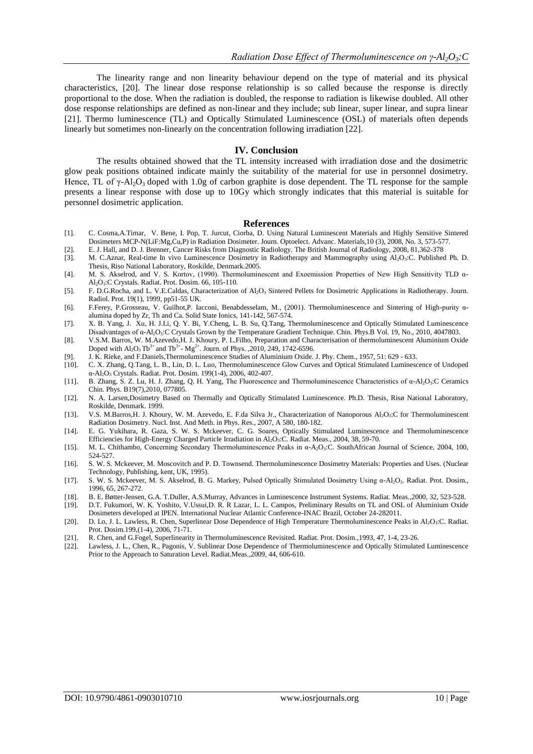The linearity range and non linearity behaviour depend on the type of material and its physical characteristics, [20]. The linear dose response relationship is so called because the response is directly proportional to the dose. When the radiation is doubled, the response to radiation is likewise doubled. All other dose response relationships are defined as non-linear and they include; sub linear, super linear, and supra linear [21]. Thermo luminescence (TL) and Optically Stimulated Luminescence (OSL) of materials often depends linearly but sometimes non-linearly on the concentration following irradiation [22].

## IV. Conclusion

The results obtained showed that the TL intensity increased with irradiation dose and the dosimetric glow peak positions obtained indicate mainly the suitability of the material for use in personnel dosimetry. Hence, TL of $\gamma$-$Al_2O_3$ doped with 1.0g of carbon graphite is dose dependent. The TL response for the sample presents a linear response with dose up to 10Gy which strongly indicates that this material is suitable for personnel dosimetric application.

## References

[1]. C. Cosma,A.Timar, V. Bene, I. Pop, T. Jurcut, Ciorba, D. Using Natural Luminescent Materials and Highly Sensitive Sintered Dosimeters MCP-N(LiF:Mg,Cu,P) in Radiation Dosimeter. Journ. Optoelect. Advanc. Materials,10 (3), 2008, No. 3, 573-577.

[2]. E. J. Hall, and D. J. Brenner, Cancer Risks from Diagnostic Radiology. The British Journal of Radiology, 2008, 81,362-378

[3]. M. C.Aznar, Real-time In vivo Luminescence Dosimetry in Radiotherapy and Mammography using $Al_2O_3$:C. Published Ph. D. Thesis, Riso National Laboratory, Roskilde, Denmark.2005.

[4]. M. S. Akselrod, and V. S. Kortov, (1990). Thermoluminescent and Exoemission Properties of New High Sensitivity TLD $\alpha$-$Al_2O_3$:C Crystals. Radiat. Prot. Dosim. 66, 105-110.

[5]. F. D.G.Rocha, and L. V.E.Caldas, Characterization of $Al_2O_3$ Sintered Pellets for Dosimetric Applications in Radiotherapy. Journ. Radiol. Prot. 19(1), 1999, pp51-55 UK.

[6]. F.Ferey, P.Grosseau, V. Guilhot,P. Iacconi, Benabdesselam, M., (2001). Thermoluminescence and Sintering of High-purity $\alpha$-alumina doped by Zr, Th and Ca. Solid State Ionics, 141-142, 567-574.

[7]. X. B. Yang, J. Xu, H. J.Li, Q. Y. Bi, Y.Cheng, L. B. Su, Q.Tang, Thermoluminescence and Optically Stimulated Luminescence Disadvantages of $\alpha$-$Al_2O_3$:C Crystals Grown by the Temperature Gradient Technique. Chin. Phys.B Vol. 19, No., 2010, 4047803.

[8]. V.S.M. Barros, W. M.Azevedo,H. J. Khoury, P. L.Filho, Preparation and Characterisation of thermoluminescent Aluminium Oxide Doped with $Al_2O_3$ $Tb^{3+}$ and $Tb^{3+}$- $Mg^{2+}$. Journ. of Phys. ,2010, 249, 1742-6596.

[9]. J. K. Rieke, and F.Daniels,Thermoluminescence Studies of Aluminium Oxide. J. Phy. Chem., 1957, 51: 629 - 633.

[10]. C. X. Zhang, Q.Tang, L. B., Lin, D. L. Luo, Thermoluminescence Glow Curves and Optical Stimulated Luminescence of Undoped $\alpha$-$Al_2O_3$ Crystals. Radiat. Prot. Dosim. 199(1-4), 2006, 402-407.

[11]. B. Zhang, S. Z. Lu, H. J. Zhang, Q. H. Yang, The Fluorescence and Thermoluminescence Characteristics of $\alpha$-$Al_2O_3$:C Ceramics Chin. Phys. B19(7),2010, 077805.

[12]. N. A. Larsen,Dosimetry Based on Thermally and Optically Stimulated Luminescence. Ph.D. Thesis, Risø National Laboratory, Roskilde, Denmark. 1999.

[13]. V.S. M.Barros,H. J. Khoury, W. M. Azevedo, E. F.da Silva Jr., Characterization of Nanoporous $Al_2O_3$:C for Thermoluminescent Radiation Dosimetry. Nucl. Inst. And Meth. in Phys. Res., 2007, A 580, 180-182.

[14]. E. G. Yukihara, R. Gaza, S. W. S. Mckeever, C. G. Soares, Optically Stimulated Luminescence and Thermoluminescence Efficiencies for High-Energy Charged Particle Irradiation in $Al_2O_3$:C. Radiat. Meas., 2004, 38, 59-70.

[15]. M. L. Chithambo, Concerning Secondary Thermoluminescence Peaks in $\alpha$-$A_2O_3$:C. SouthAfrican Journal of Science, 2004, 100, 524-527.

[16]. S. W. S. Mckeever, M. Moscovitch and P. D. Townsend. Thermoluminescence Dosimetry Materials: Properties and Uses. (Nuclear Technology, Publishing, kent, UK, 1995).

[17]. S. W. S. Mckeever, M. S. Akselrod, B. G. Markey, Pulsed Optically Stimulated Dosimetry Using $\alpha$-$Al_2O_3$. Radiat. Prot. Dosim., 1996, 65, 267-272.

[18]. B. E. Bøtter-Jensen, G.A. T.Duller, A.S.Murray, Advances in Luminescence Instrument Systems. Radiat. Meas.,2000, 32, 523-528.

[19]. D.T. Fukumori, W. K. Yoshito, V.Ussui,D. R. R Lazar, L. L. Campos, Preliminary Results on TL and OSL of Aluminium Oxide Dosimeters developed at IPEN. International Nuclear Atlantic Conference-INAC Brazil, October 24-282011.

[20]. D. Lo, J. L. Lawless, R. Chen, Superlinear Dose Dependence of High Temperature Thermoluminescence Peaks in $Al_2O_3$:C. Radiat. Prot. Dosim.199,(1-4), 2006, 71-71.

[21]. R. Chen, and G.Fogel, Superlinearity in Thermoluminescence Revisited. Radiat. Prot. Dosim.,1993, 47, 1-4, 23-26.

[22]. Lawless, J. L., Chen, R., Pagonis, V. Sublinear Dose Dependence of Thermoluminescence and Optically Stimulated Luminescence Prior to the Approach to Saturation Level. Radiat.Meas.,2009, 44, 606-610.